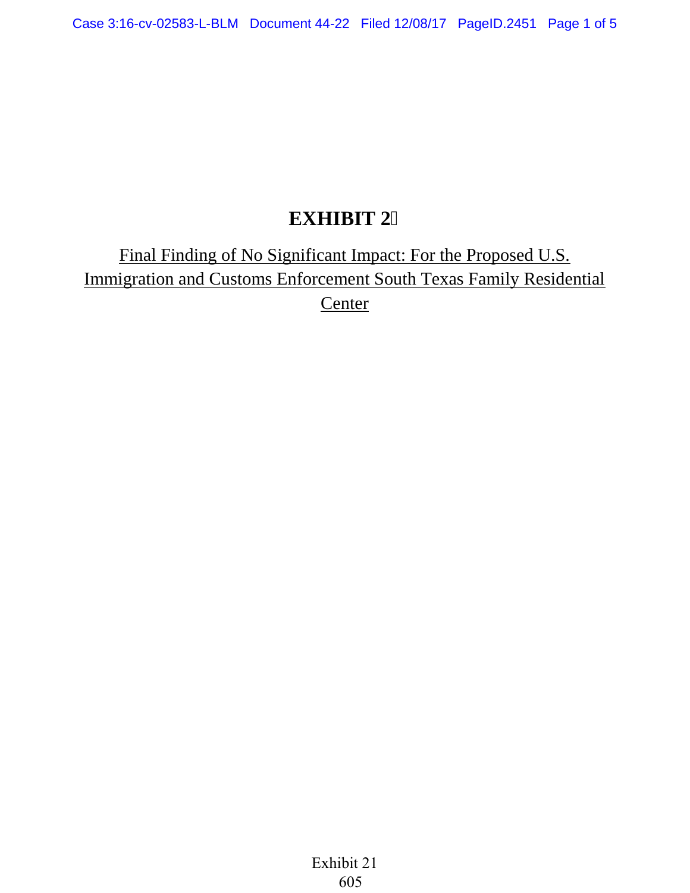# EXHIBIT 2

Final Finding of No Significant Impact: For the Proposed U.S. Immigration and Customs Enforcement South Texas Family Residential Center

Exhibit 21
605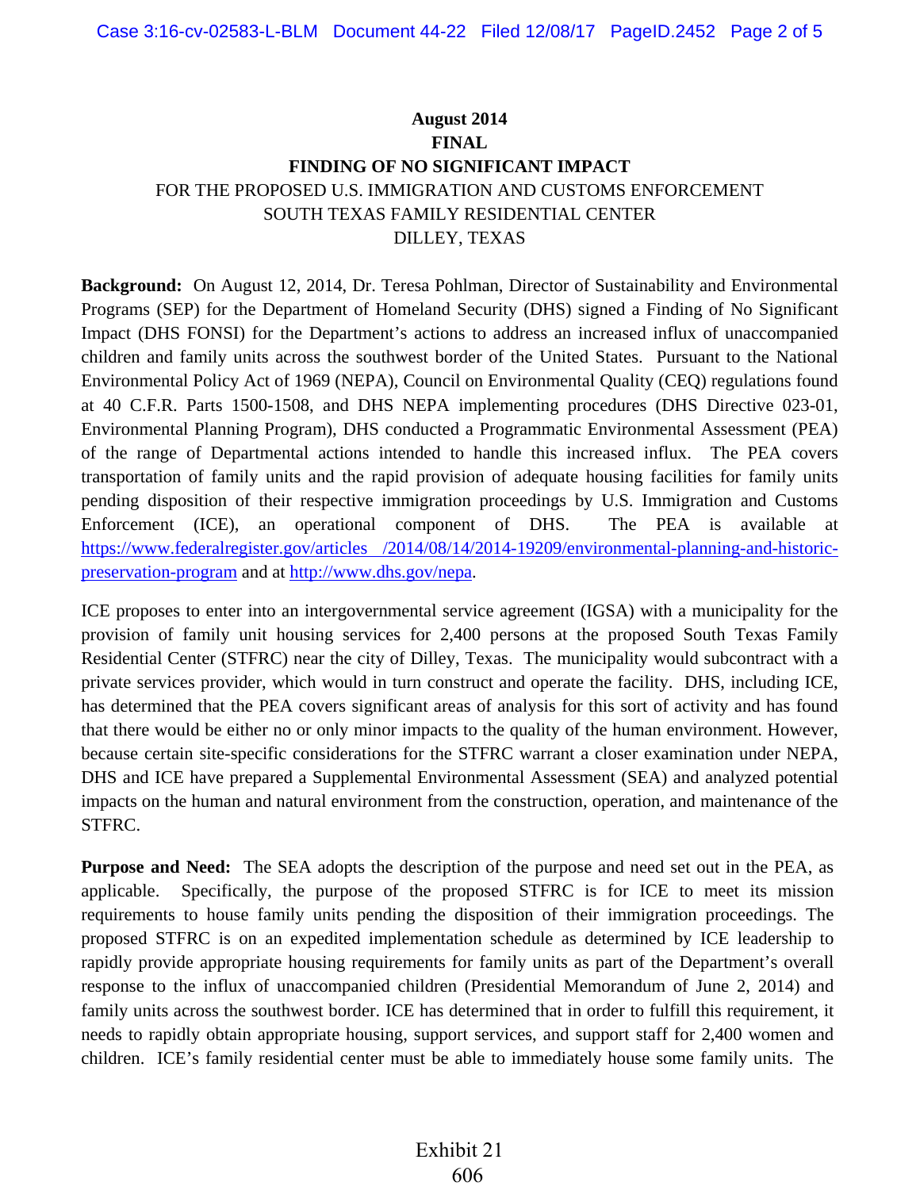**August 2014**
**FINAL**
**FINDING OF NO SIGNIFICANT IMPACT**
FOR THE PROPOSED U.S. IMMIGRATION AND CUSTOMS ENFORCEMENT
SOUTH TEXAS FAMILY RESIDENTIAL CENTER
DILLEY, TEXAS

**Background:** On August 12, 2014, Dr. Teresa Pohlman, Director of Sustainability and Environmental Programs (SEP) for the Department of Homeland Security (DHS) signed a Finding of No Significant Impact (DHS FONSI) for the Department's actions to address an increased influx of unaccompanied children and family units across the southwest border of the United States. Pursuant to the National Environmental Policy Act of 1969 (NEPA), Council on Environmental Quality (CEQ) regulations found at 40 C.F.R. Parts 1500-1508, and DHS NEPA implementing procedures (DHS Directive 023-01, Environmental Planning Program), DHS conducted a Programmatic Environmental Assessment (PEA) of the range of Departmental actions intended to handle this increased influx. The PEA covers transportation of family units and the rapid provision of adequate housing facilities for family units pending disposition of their respective immigration proceedings by U.S. Immigration and Customs Enforcement (ICE), an operational component of DHS. The PEA is available at https://www.federalregister.gov/articles /2014/08/14/2014-19209/environmental-planning-and-historic-preservation-program and at http://www.dhs.gov/nepa.

ICE proposes to enter into an intergovernmental service agreement (IGSA) with a municipality for the provision of family unit housing services for 2,400 persons at the proposed South Texas Family Residential Center (STFRC) near the city of Dilley, Texas. The municipality would subcontract with a private services provider, which would in turn construct and operate the facility. DHS, including ICE, has determined that the PEA covers significant areas of analysis for this sort of activity and has found that there would be either no or only minor impacts to the quality of the human environment. However, because certain site-specific considerations for the STFRC warrant a closer examination under NEPA, DHS and ICE have prepared a Supplemental Environmental Assessment (SEA) and analyzed potential impacts on the human and natural environment from the construction, operation, and maintenance of the STFRC.

**Purpose and Need:** The SEA adopts the description of the purpose and need set out in the PEA, as applicable. Specifically, the purpose of the proposed STFRC is for ICE to meet its mission requirements to house family units pending the disposition of their immigration proceedings. The proposed STFRC is on an expedited implementation schedule as determined by ICE leadership to rapidly provide appropriate housing requirements for family units as part of the Department's overall response to the influx of unaccompanied children (Presidential Memorandum of June 2, 2014) and family units across the southwest border. ICE has determined that in order to fulfill this requirement, it needs to rapidly obtain appropriate housing, support services, and support staff for 2,400 women and children. ICE's family residential center must be able to immediately house some family units. The

Exhibit 21
606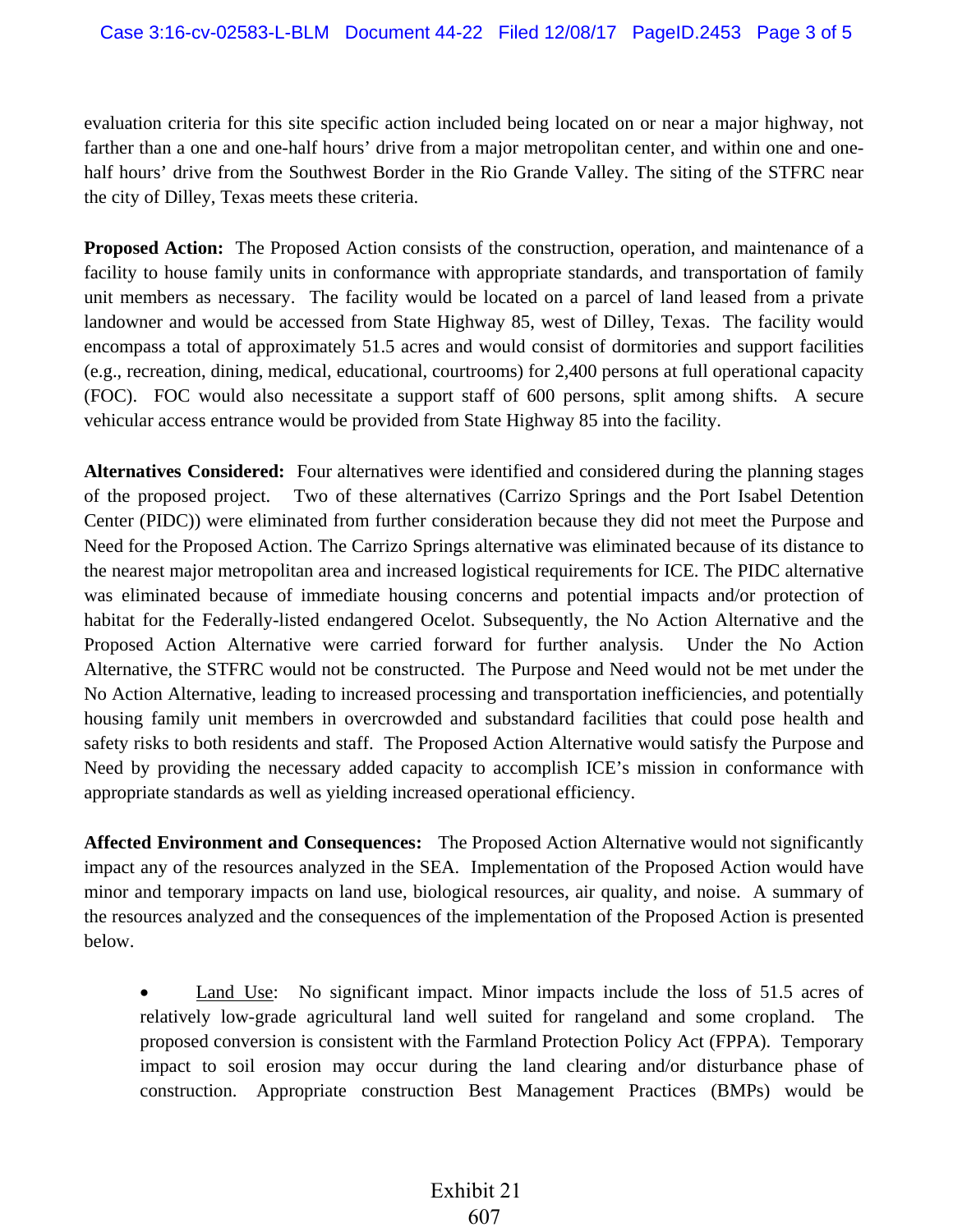evaluation criteria for this site specific action included being located on or near a major highway, not farther than a one and one-half hours' drive from a major metropolitan center, and within one and one-half hours' drive from the Southwest Border in the Rio Grande Valley. The siting of the STFRC near the city of Dilley, Texas meets these criteria.

**Proposed Action:** The Proposed Action consists of the construction, operation, and maintenance of a facility to house family units in conformance with appropriate standards, and transportation of family unit members as necessary. The facility would be located on a parcel of land leased from a private landowner and would be accessed from State Highway 85, west of Dilley, Texas. The facility would encompass a total of approximately 51.5 acres and would consist of dormitories and support facilities (e.g., recreation, dining, medical, educational, courtrooms) for 2,400 persons at full operational capacity (FOC). FOC would also necessitate a support staff of 600 persons, split among shifts. A secure vehicular access entrance would be provided from State Highway 85 into the facility.

**Alternatives Considered:** Four alternatives were identified and considered during the planning stages of the proposed project. Two of these alternatives (Carrizo Springs and the Port Isabel Detention Center (PIDC)) were eliminated from further consideration because they did not meet the Purpose and Need for the Proposed Action. The Carrizo Springs alternative was eliminated because of its distance to the nearest major metropolitan area and increased logistical requirements for ICE. The PIDC alternative was eliminated because of immediate housing concerns and potential impacts and/or protection of habitat for the Federally-listed endangered Ocelot. Subsequently, the No Action Alternative and the Proposed Action Alternative were carried forward for further analysis. Under the No Action Alternative, the STFRC would not be constructed. The Purpose and Need would not be met under the No Action Alternative, leading to increased processing and transportation inefficiencies, and potentially housing family unit members in overcrowded and substandard facilities that could pose health and safety risks to both residents and staff. The Proposed Action Alternative would satisfy the Purpose and Need by providing the necessary added capacity to accomplish ICE's mission in conformance with appropriate standards as well as yielding increased operational efficiency.

**Affected Environment and Consequences:** The Proposed Action Alternative would not significantly impact any of the resources analyzed in the SEA. Implementation of the Proposed Action would have minor and temporary impacts on land use, biological resources, air quality, and noise. A summary of the resources analyzed and the consequences of the implementation of the Proposed Action is presented below.

- Land Use: No significant impact. Minor impacts include the loss of 51.5 acres of relatively low-grade agricultural land well suited for rangeland and some cropland. The proposed conversion is consistent with the Farmland Protection Policy Act (FPPA). Temporary impact to soil erosion may occur during the land clearing and/or disturbance phase of construction. Appropriate construction Best Management Practices (BMPs) would be

Exhibit 21
607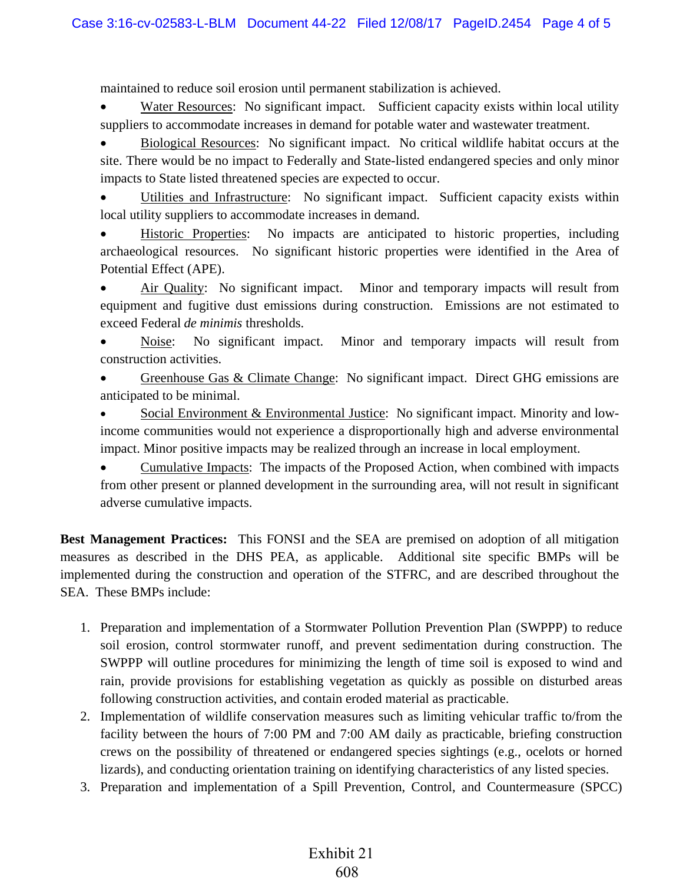maintained to reduce soil erosion until permanent stabilization is achieved.

- Water Resources: No significant impact. Sufficient capacity exists within local utility suppliers to accommodate increases in demand for potable water and wastewater treatment.
- Biological Resources: No significant impact. No critical wildlife habitat occurs at the site. There would be no impact to Federally and State-listed endangered species and only minor impacts to State listed threatened species are expected to occur.
- Utilities and Infrastructure: No significant impact. Sufficient capacity exists within local utility suppliers to accommodate increases in demand.
- Historic Properties: No impacts are anticipated to historic properties, including archaeological resources. No significant historic properties were identified in the Area of Potential Effect (APE).
- Air Quality: No significant impact. Minor and temporary impacts will result from equipment and fugitive dust emissions during construction. Emissions are not estimated to exceed Federal *de minimis* thresholds.
- Noise: No significant impact. Minor and temporary impacts will result from construction activities.
- Greenhouse Gas & Climate Change: No significant impact. Direct GHG emissions are anticipated to be minimal.
- Social Environment & Environmental Justice: No significant impact. Minority and low-income communities would not experience a disproportionally high and adverse environmental impact. Minor positive impacts may be realized through an increase in local employment.
- Cumulative Impacts: The impacts of the Proposed Action, when combined with impacts from other present or planned development in the surrounding area, will not result in significant adverse cumulative impacts.

**Best Management Practices:** This FONSI and the SEA are premised on adoption of all mitigation measures as described in the DHS PEA, as applicable. Additional site specific BMPs will be implemented during the construction and operation of the STFRC, and are described throughout the SEA. These BMPs include:

1. Preparation and implementation of a Stormwater Pollution Prevention Plan (SWPPP) to reduce soil erosion, control stormwater runoff, and prevent sedimentation during construction. The SWPPP will outline procedures for minimizing the length of time soil is exposed to wind and rain, provide provisions for establishing vegetation as quickly as possible on disturbed areas following construction activities, and contain eroded material as practicable.
2. Implementation of wildlife conservation measures such as limiting vehicular traffic to/from the facility between the hours of 7:00 PM and 7:00 AM daily as practicable, briefing construction crews on the possibility of threatened or endangered species sightings (e.g., ocelots or horned lizards), and conducting orientation training on identifying characteristics of any listed species.
3. Preparation and implementation of a Spill Prevention, Control, and Countermeasure (SPCC)

Exhibit 21
608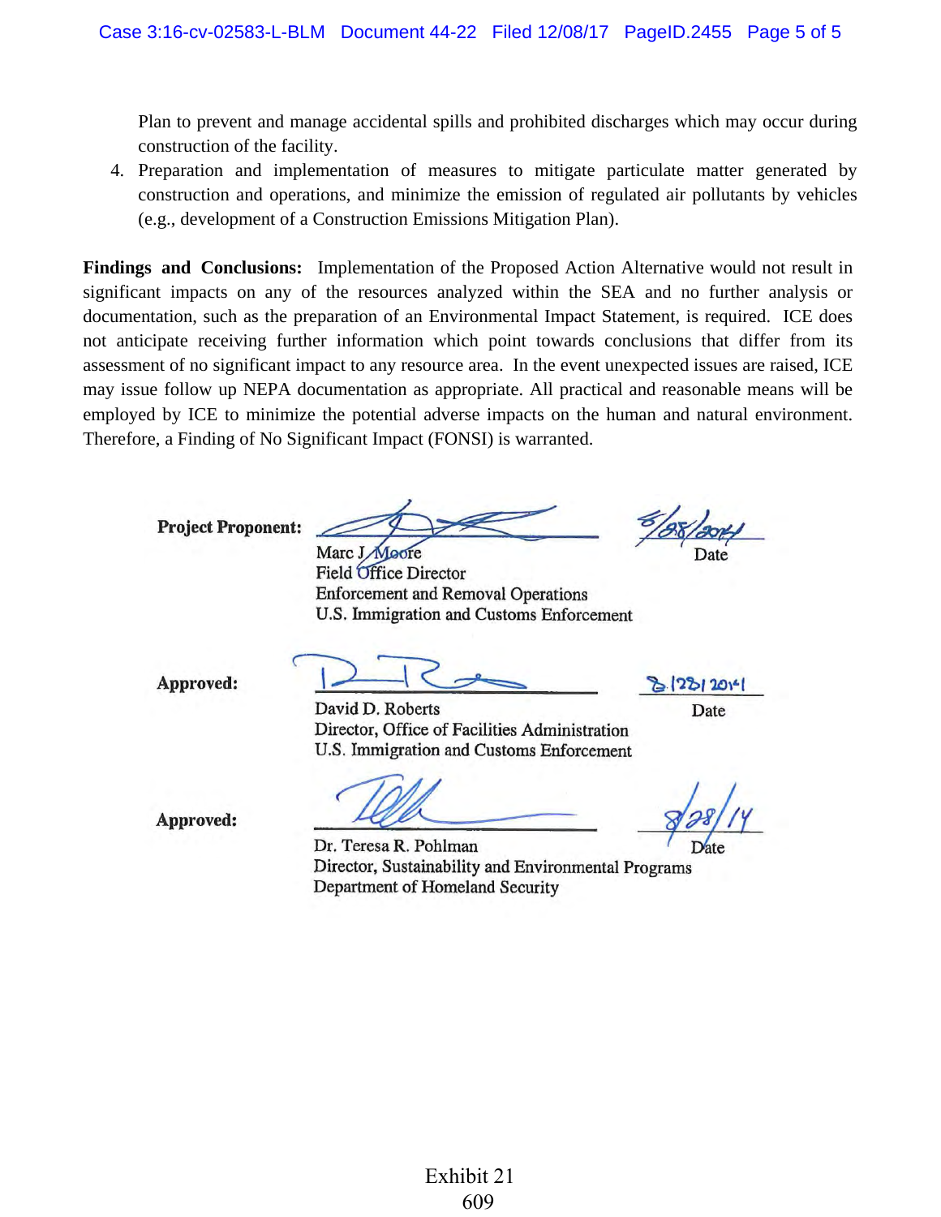Plan to prevent and manage accidental spills and prohibited discharges which may occur during construction of the facility.

4. Preparation and implementation of measures to mitigate particulate matter generated by construction and operations, and minimize the emission of regulated air pollutants by vehicles (e.g., development of a Construction Emissions Mitigation Plan).

**Findings and Conclusions:** Implementation of the Proposed Action Alternative would not result in significant impacts on any of the resources analyzed within the SEA and no further analysis or documentation, such as the preparation of an Environmental Impact Statement, is required. ICE does not anticipate receiving further information which point towards conclusions that differ from its assessment of no significant impact to any resource area. In the event unexpected issues are raised, ICE may issue follow up NEPA documentation as appropriate. All practical and reasonable means will be employed by ICE to minimize the potential adverse impacts on the human and natural environment. Therefore, a Finding of No Significant Impact (FONSI) is warranted.

**Project Proponent:** ______________________ 8/28/2014
Marc J. Moore
Field Office Director
Enforcement and Removal Operations
U.S. Immigration and Customs Enforcement
Date

**Approved:** ______________________ 8/28/2014
David D. Roberts
Director, Office of Facilities Administration
U.S. Immigration and Customs Enforcement
Date

**Approved:** ______________________ 8/28/14
Dr. Teresa R. Pohlman
Director, Sustainability and Environmental Programs
Department of Homeland Security
Date

Exhibit 21
609